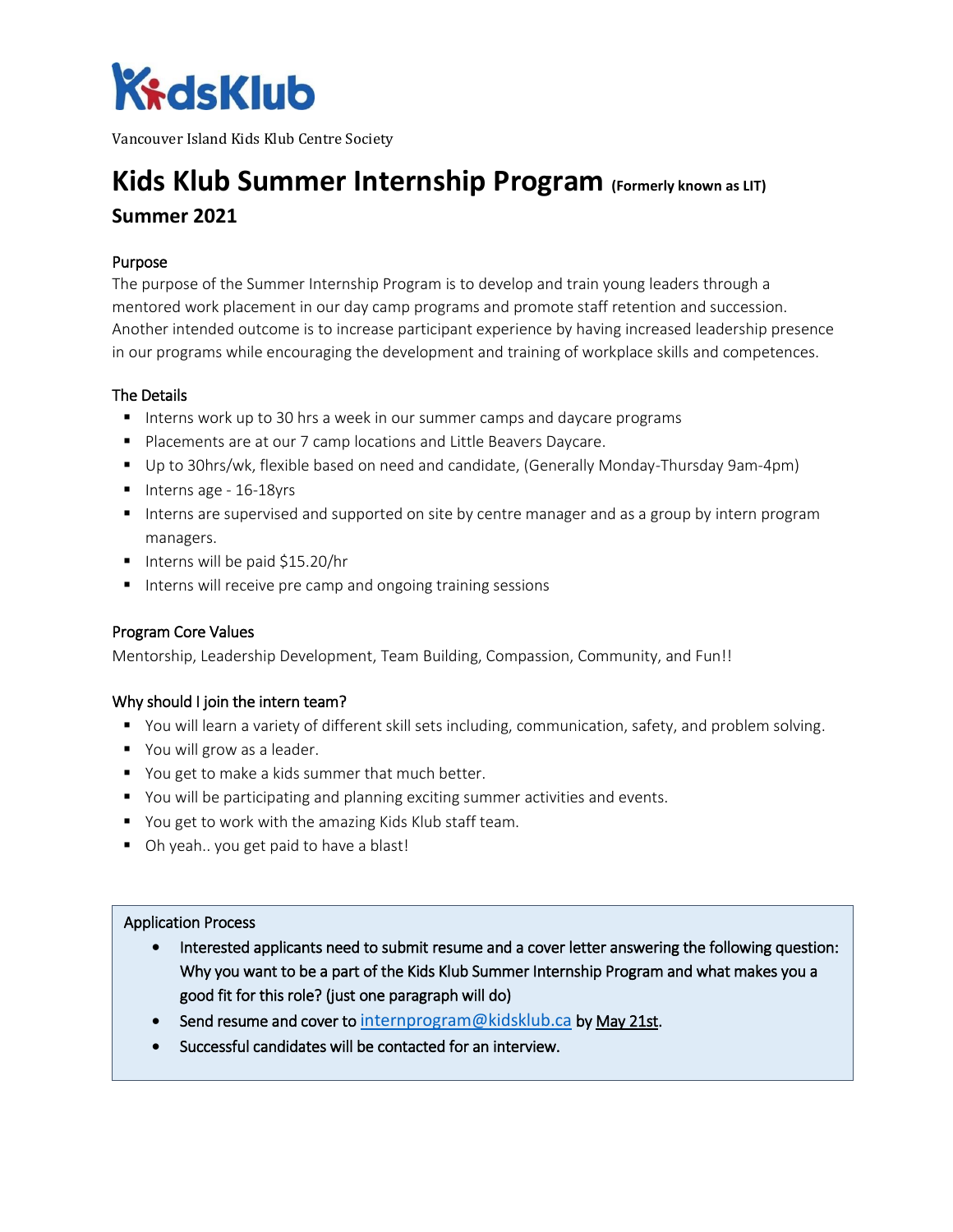KidsKlub

Vancouver Island Kids Klub Centre Society

# Kids Klub Summer Internship Program (Formerly known as LIT)

## Summer 2021

### Purpose

The purpose of the Summer Internship Program is to develop and train young leaders through a mentored work placement in our day camp programs and promote staff retention and succession. Another intended outcome is to increase participant experience by having increased leadership presence in our programs while encouraging the development and training of workplace skills and competences.

### The Details

- Interns work up to 30 hrs a week in our summer camps and daycare programs
- Placements are at our 7 camp locations and Little Beavers Daycare.
- Up to 30hrs/wk, flexible based on need and candidate, (Generally Monday-Thursday 9am-4pm)
- Interns age - 16-18yrs
- Interns are supervised and supported on site by centre manager and as a group by intern program managers.
- Interns will be paid $15.20/hr
- Interns will receive pre camp and ongoing training sessions

### Program Core Values

Mentorship, Leadership Development, Team Building, Compassion, Community, and Fun!!

### Why should I join the intern team?

- You will learn a variety of different skill sets including, communication, safety, and problem solving.
- You will grow as a leader.
- You get to make a kids summer that much better.
- You will be participating and planning exciting summer activities and events.
- You get to work with the amazing Kids Klub staff team.
- Oh yeah.. you get paid to have a blast!

### Application Process

- Interested applicants need to submit resume and a cover letter answering the following question: Why you want to be a part of the Kids Klub Summer Internship Program and what makes you a good fit for this role? (just one paragraph will do)
- Send resume and cover to internprogram@kidsklub.ca by May 21st.
- Successful candidates will be contacted for an interview.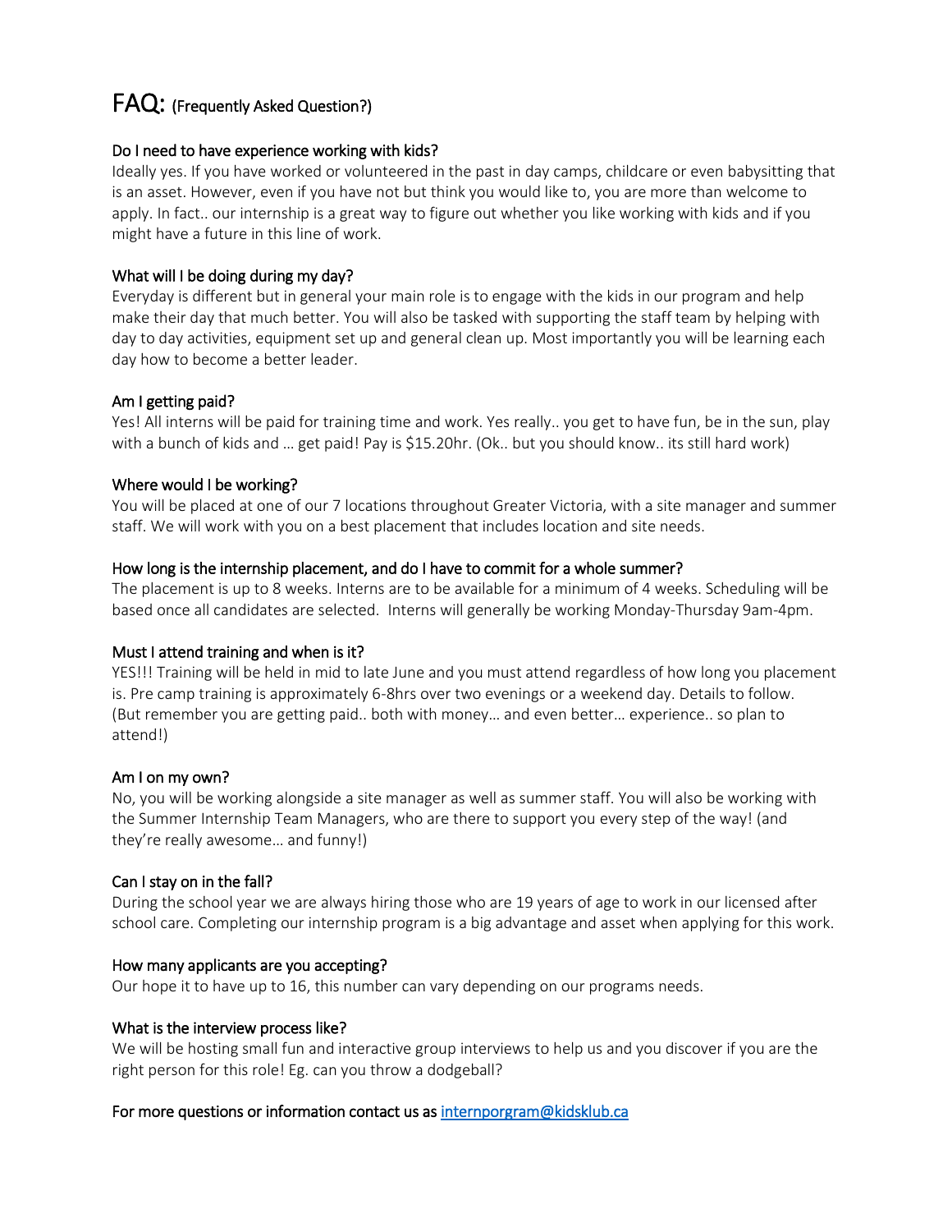# FAQ: (Frequently Asked Question?)

### Do I need to have experience working with kids?

Ideally yes. If you have worked or volunteered in the past in day camps, childcare or even babysitting that is an asset. However, even if you have not but think you would like to, you are more than welcome to apply. In fact.. our internship is a great way to figure out whether you like working with kids and if you might have a future in this line of work.

### What will I be doing during my day?

Everyday is different but in general your main role is to engage with the kids in our program and help make their day that much better. You will also be tasked with supporting the staff team by helping with day to day activities, equipment set up and general clean up. Most importantly you will be learning each day how to become a better leader.

### Am I getting paid?

Yes! All interns will be paid for training time and work. Yes really.. you get to have fun, be in the sun, play with a bunch of kids and … get paid! Pay is $15.20hr. (Ok.. but you should know.. its still hard work)

### Where would I be working?

You will be placed at one of our 7 locations throughout Greater Victoria, with a site manager and summer staff. We will work with you on a best placement that includes location and site needs.

### How long is the internship placement, and do I have to commit for a whole summer?

The placement is up to 8 weeks. Interns are to be available for a minimum of 4 weeks. Scheduling will be based once all candidates are selected. Interns will generally be working Monday-Thursday 9am-4pm.

### Must I attend training and when is it?

YES!!! Training will be held in mid to late June and you must attend regardless of how long you placement is. Pre camp training is approximately 6-8hrs over two evenings or a weekend day. Details to follow. (But remember you are getting paid.. both with money… and even better… experience.. so plan to attend!)

### Am I on my own?

No, you will be working alongside a site manager as well as summer staff. You will also be working with the Summer Internship Team Managers, who are there to support you every step of the way! (and they're really awesome… and funny!)

### Can I stay on in the fall?

During the school year we are always hiring those who are 19 years of age to work in our licensed after school care. Completing our internship program is a big advantage and asset when applying for this work.

### How many applicants are you accepting?

Our hope it to have up to 16, this number can vary depending on our programs needs.

### What is the interview process like?

We will be hosting small fun and interactive group interviews to help us and you discover if you are the right person for this role! Eg. can you throw a dodgeball?

**For more questions or information contact us as internporgram@kidsklub.ca**